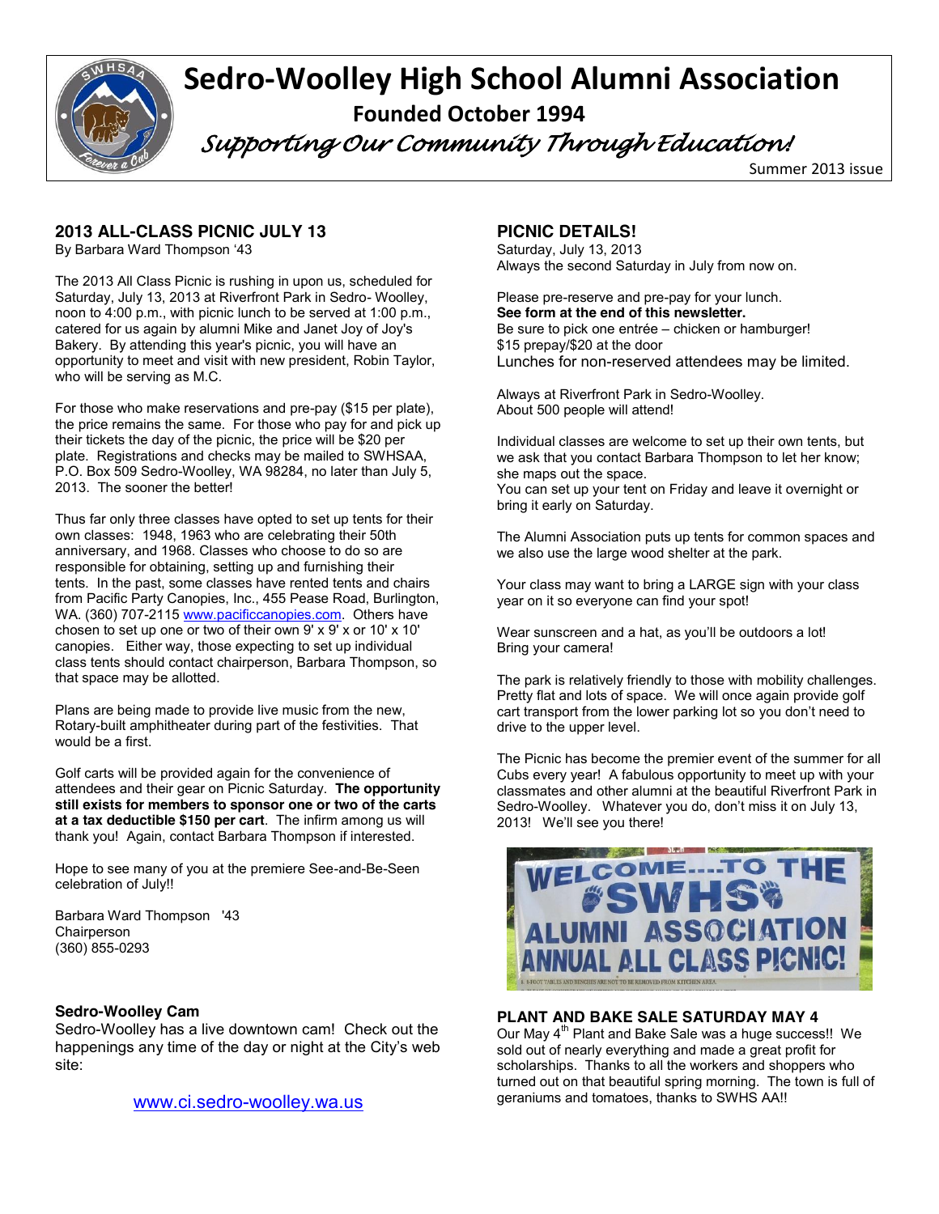# Sedro-Woolley High School Alumni Association

**Founded October 1994**

*Supporting Our Community Through Education!*

Summer 2013 issue

## 2013 ALL-CLASS PICNIC JULY 13

By Barbara Ward Thompson '43

The 2013 All Class Picnic is rushing in upon us, scheduled for Saturday, July 13, 2013 at Riverfront Park in Sedro- Woolley, noon to 4:00 p.m., with picnic lunch to be served at 1:00 p.m., catered for us again by alumni Mike and Janet Joy of Joy's Bakery. By attending this year's picnic, you will have an opportunity to meet and visit with new president, Robin Taylor, who will be serving as M.C.

For those who make reservations and pre-pay ($15 per plate), the price remains the same. For those who pay for and pick up their tickets the day of the picnic, the price will be $20 per plate. Registrations and checks may be mailed to SWHSAA, P.O. Box 509 Sedro-Woolley, WA 98284, no later than July 5, 2013. The sooner the better!

Thus far only three classes have opted to set up tents for their own classes: 1948, 1963 who are celebrating their 50th anniversary, and 1968. Classes who choose to do so are responsible for obtaining, setting up and furnishing their tents. In the past, some classes have rented tents and chairs from Pacific Party Canopies, Inc., 455 Pease Road, Burlington, WA. (360) 707-2115 www.pacificcanopies.com. Others have chosen to set up one or two of their own 9' x 9' x or 10' x 10' canopies. Either way, those expecting to set up individual class tents should contact chairperson, Barbara Thompson, so that space may be allotted.

Plans are being made to provide live music from the new, Rotary-built amphitheater during part of the festivities. That would be a first.

Golf carts will be provided again for the convenience of attendees and their gear on Picnic Saturday. **The opportunity still exists for members to sponsor one or two of the carts at a tax deductible $150 per cart**. The infirm among us will thank you! Again, contact Barbara Thompson if interested.

Hope to see many of you at the premiere See-and-Be-Seen celebration of July!!

Barbara Ward Thompson '43  
Chairperson  
(360) 855-0293

### Sedro-Woolley Cam

Sedro-Woolley has a live downtown cam! Check out the happenings any time of the day or night at the City's web site:

www.ci.sedro-woolley.wa.us

## PICNIC DETAILS!

Saturday, July 13, 2013  
Always the second Saturday in July from now on.

Please pre-reserve and pre-pay for your lunch.  
**See form at the end of this newsletter.**  
Be sure to pick one entrée – chicken or hamburger!  
$15 prepay/$20 at the door  
Lunches for non-reserved attendees may be limited.

Always at Riverfront Park in Sedro-Woolley.  
About 500 people will attend!

Individual classes are welcome to set up their own tents, but we ask that you contact Barbara Thompson to let her know; she maps out the space.  
You can set up your tent on Friday and leave it overnight or bring it early on Saturday.

The Alumni Association puts up tents for common spaces and we also use the large wood shelter at the park.

Your class may want to bring a LARGE sign with your class year on it so everyone can find your spot!

Wear sunscreen and a hat, as you'll be outdoors a lot!  
Bring your camera!

The park is relatively friendly to those with mobility challenges. Pretty flat and lots of space. We will once again provide golf cart transport from the lower parking lot so you don't need to drive to the upper level.

The Picnic has become the premier event of the summer for all Cubs every year! A fabulous opportunity to meet up with your classmates and other alumni at the beautiful Riverfront Park in Sedro-Woolley. Whatever you do, don't miss it on July 13, 2013! We'll see you there!

## PLANT AND BAKE SALE SATURDAY MAY 4

Our May 4th Plant and Bake Sale was a huge success!! We sold out of nearly everything and made a great profit for scholarships. Thanks to all the workers and shoppers who turned out on that beautiful spring morning. The town is full of geraniums and tomatoes, thanks to SWHS AA!!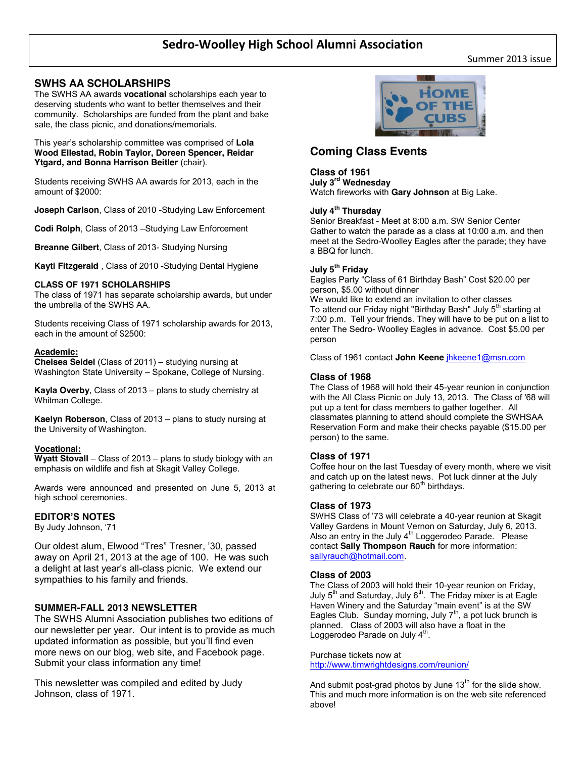# Sedro-Woolley High School Alumni Association

Summer 2013 issue

## SWHS AA SCHOLARSHIPS

The SWHS AA awards **vocational** scholarships each year to deserving students who want to better themselves and their community. Scholarships are funded from the plant and bake sale, the class picnic, and donations/memorials.

This year's scholarship committee was comprised of **Lola Wood Ellestad, Robin Taylor, Doreen Spencer, Reidar Ytgard, and Bonna Harrison Beitler** (chair).

Students receiving SWHS AA awards for 2013, each in the amount of $2000:

**Joseph Carlson**, Class of 2010 -Studying Law Enforcement

**Codi Rolph**, Class of 2013 –Studying Law Enforcement

**Breanne Gilbert**, Class of 2013- Studying Nursing

**Kayti Fitzgerald** , Class of 2010 -Studying Dental Hygiene

### CLASS OF 1971 SCHOLARSHIPS

The class of 1971 has separate scholarship awards, but under the umbrella of the SWHS AA.

Students receiving Class of 1971 scholarship awards for 2013, each in the amount of $2500:

**Academic:**

**Chelsea Seidel** (Class of 2011) – studying nursing at Washington State University – Spokane, College of Nursing.

**Kayla Overby**, Class of 2013 – plans to study chemistry at Whitman College.

**Kaelyn Roberson**, Class of 2013 – plans to study nursing at the University of Washington.

**Vocational:**

**Wyatt Stovall** – Class of 2013 – plans to study biology with an emphasis on wildlife and fish at Skagit Valley College.

Awards were announced and presented on June 5, 2013 at high school ceremonies.

## EDITOR'S NOTES

By Judy Johnson, '71

Our oldest alum, Elwood "Tres" Tresner, '30, passed away on April 21, 2013 at the age of 100. He was such a delight at last year's all-class picnic. We extend our sympathies to his family and friends.

## SUMMER-FALL 2013 NEWSLETTER

The SWHS Alumni Association publishes two editions of our newsletter per year. Our intent is to provide as much updated information as possible, but you'll find even more news on our blog, web site, and Facebook page. Submit your class information any time!

This newsletter was compiled and edited by Judy Johnson, class of 1971.

## Coming Class Events

### Class of 1961

**July 3rd Wednesday**

Watch fireworks with **Gary Johnson** at Big Lake.

**July 4th Thursday**

Senior Breakfast - Meet at 8:00 a.m. SW Senior Center

Gather to watch the parade as a class at 10:00 a.m. and then meet at the Sedro-Woolley Eagles after the parade; they have a BBQ for lunch.

**July 5th Friday**

Eagles Party "Class of 61 Birthday Bash" Cost $20.00 per person, $5.00 without dinner

We would like to extend an invitation to other classes

To attend our Friday night "Birthday Bash" July 5th starting at 7:00 p.m. Tell your friends. They will have to be put on a list to enter The Sedro- Woolley Eagles in advance. Cost $5.00 per person

Class of 1961 contact **John Keene** jhkeene1@msn.com

### Class of 1968

The Class of 1968 will hold their 45-year reunion in conjunction with the All Class Picnic on July 13, 2013. The Class of '68 will put up a tent for class members to gather together. All classmates planning to attend should complete the SWHSAA Reservation Form and make their checks payable ($15.00 per person) to the same.

### Class of 1971

Coffee hour on the last Tuesday of every month, where we visit and catch up on the latest news. Pot luck dinner at the July gathering to celebrate our 60th birthdays.

### Class of 1973

SWHS Class of '73 will celebrate a 40-year reunion at Skagit Valley Gardens in Mount Vernon on Saturday, July 6, 2013. Also an entry in the July 4th Loggerodeo Parade. Please contact **Sally Thompson Rauch** for more information: sallyrauch@hotmail.com.

### Class of 2003

The Class of 2003 will hold their 10-year reunion on Friday, July 5th and Saturday, July 6th. The Friday mixer is at Eagle Haven Winery and the Saturday "main event" is at the SW Eagles Club. Sunday morning, July 7th, a pot luck brunch is planned. Class of 2003 will also have a float in the Loggerodeo Parade on July 4th.

Purchase tickets now at http://www.timwrightdesigns.com/reunion/

And submit post-grad photos by June 13th for the slide show. This and much more information is on the web site referenced above!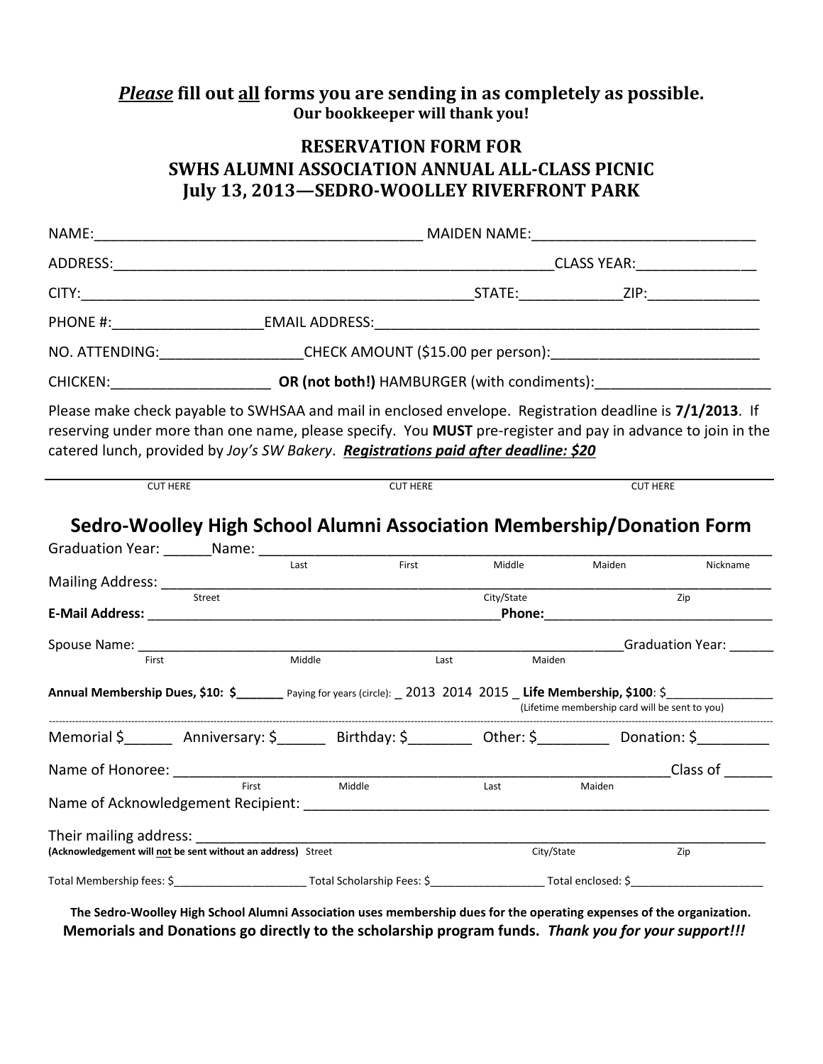***Please*** **fill out all forms you are sending in as completely as possible.**
**Our bookkeeper will thank you!**

## RESERVATION FORM FOR
## SWHS ALUMNI ASSOCIATION ANNUAL ALL-CLASS PICNIC
## July 13, 2013—SEDRO-WOOLLEY RIVERFRONT PARK

NAME:________________________________________ MAIDEN NAME:____________________________

ADDRESS:________________________________________________________CLASS YEAR:______________

CITY:_________________________________________________STATE:____________ZIP:_____________

PHONE #:__________________EMAIL ADDRESS:______________________________________________

NO. ATTENDING:_________________CHECK AMOUNT ($15.00 per person):__________________________

CHICKEN:___________________ **OR (not both!)** HAMBURGER (with condiments):_____________________

Please make check payable to SWHSAA and mail in enclosed envelope. Registration deadline is **7/1/2013**. If reserving under more than one name, please specify. You **MUST** pre-register and pay in advance to join in the catered lunch, provided by *Joy's SW Bakery*. ***Registrations paid after deadline: $20***

CUT HERE CUT HERE CUT HERE

## Sedro-Woolley High School Alumni Association Membership/Donation Form

Graduation Year: ______Name: ______________________________________________________________
Last First Middle Maiden Nickname

Mailing Address: ____________________________________________________________________________
Street City/State Zip

**E-Mail Address:** _____________________________________________**Phone:**______________________________

Spouse Name: ______________________________________________________________Graduation Year: ______
First Middle Last Maiden

**Annual Membership Dues, $10: $______** Paying for years (circle): _ 2013 2014 2015 _ **Life Membership, $100**: $______________
(Lifetime membership card will be sent to you)

Memorial $______ Anniversary: $______ Birthday: $________ Other: $_________ Donation: $_________

Name of Honoree: ________________________________________________________________Class of ______
First Middle Last Maiden

Name of Acknowledgement Recipient: _____________________________________________________________

Their mailing address: _________________________________________________________________________
**(Acknowledgement will not be sent without an address)** Street City/State Zip

Total Membership fees: $____________________ Total Scholarship Fees: $_________________ Total enclosed: $_____________________

**The Sedro-Woolley High School Alumni Association uses membership dues for the operating expenses of the organization.**
**Memorials and Donations go directly to the scholarship program funds.** ***Thank you for your support!!!***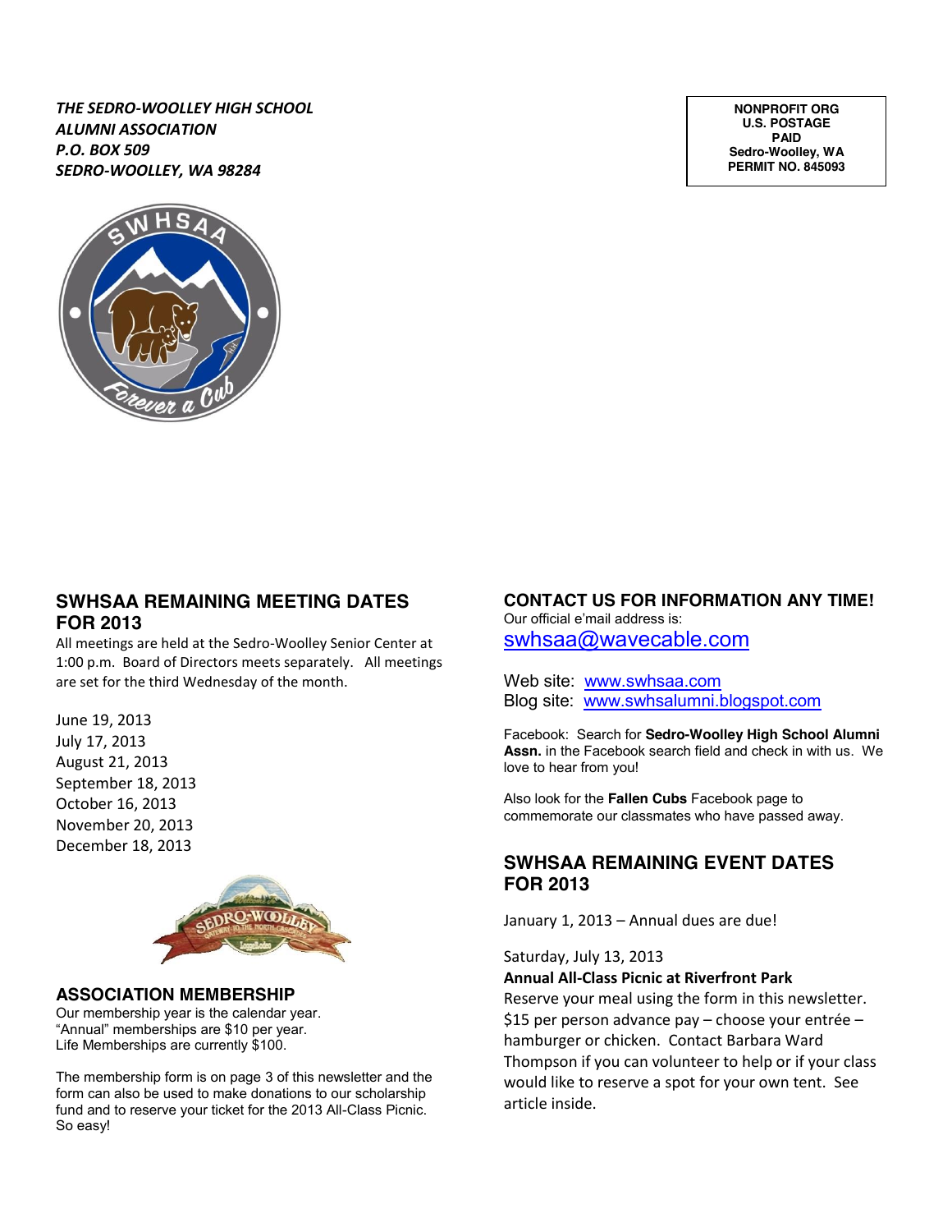*THE SEDRO-WOOLLEY HIGH SCHOOL*
*ALUMNI ASSOCIATION*
*P.O. BOX 509*
*SEDRO-WOOLLEY, WA 98284*

**NONPROFIT ORG**
**U.S. POSTAGE**
**PAID**
**Sedro-Woolley, WA**
**PERMIT NO. 845093**

## SWHSAA REMAINING MEETING DATES FOR 2013

All meetings are held at the Sedro-Woolley Senior Center at 1:00 p.m. Board of Directors meets separately. All meetings are set for the third Wednesday of the month.

June 19, 2013
July 17, 2013
August 21, 2013
September 18, 2013
October 16, 2013
November 20, 2013
December 18, 2013

## ASSOCIATION MEMBERSHIP

Our membership year is the calendar year.
"Annual" memberships are $10 per year.
Life Memberships are currently $100.

The membership form is on page 3 of this newsletter and the form can also be used to make donations to our scholarship fund and to reserve your ticket for the 2013 All-Class Picnic. So easy!

## CONTACT US FOR INFORMATION ANY TIME!

Our official e'mail address is:
swhsaa@wavecable.com

Web site: www.swhsaa.com
Blog site: www.swhsalumni.blogspot.com

Facebook: Search for **Sedro-Woolley High School Alumni Assn.** in the Facebook search field and check in with us. We love to hear from you!

Also look for the **Fallen Cubs** Facebook page to commemorate our classmates who have passed away.

## SWHSAA REMAINING EVENT DATES FOR 2013

January 1, 2013 – Annual dues are due!

Saturday, July 13, 2013
**Annual All-Class Picnic at Riverfront Park**
Reserve your meal using the form in this newsletter. $15 per person advance pay – choose your entrée – hamburger or chicken. Contact Barbara Ward Thompson if you can volunteer to help or if your class would like to reserve a spot for your own tent. See article inside.